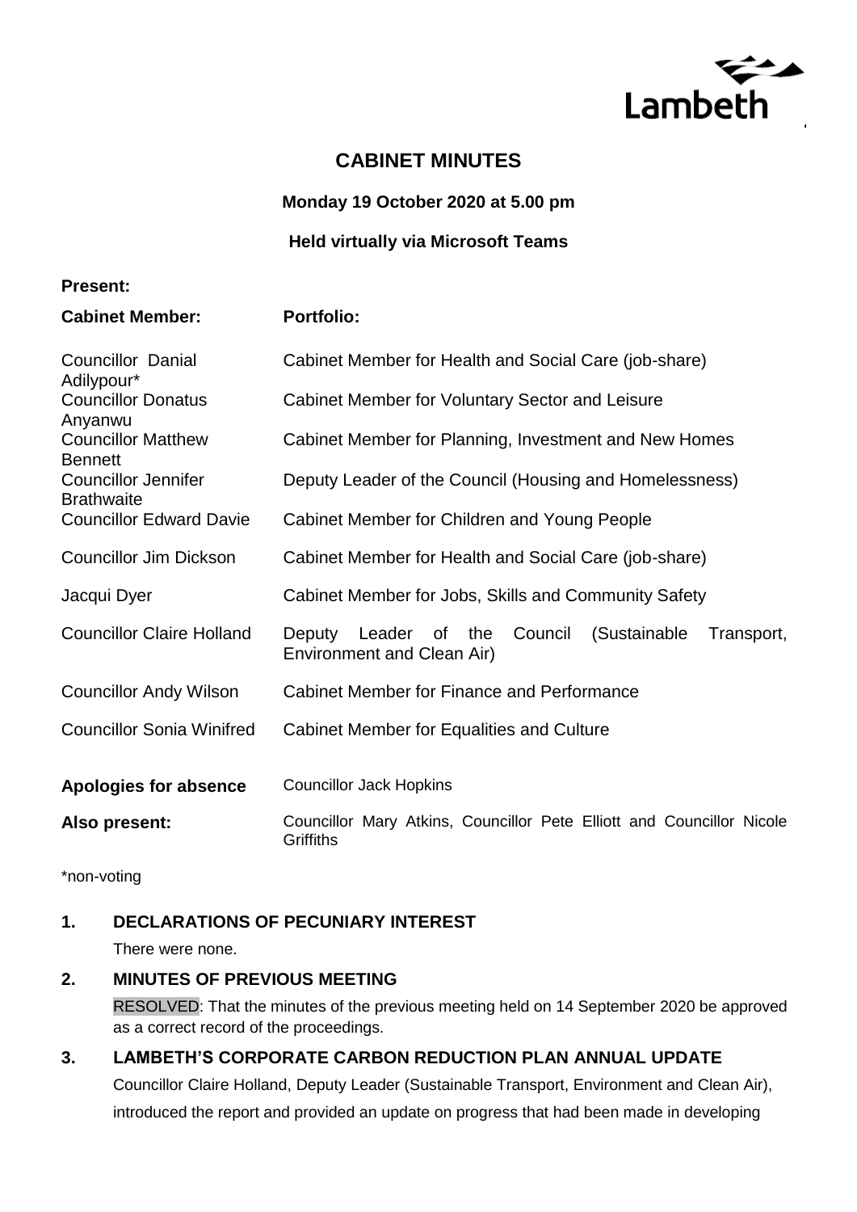Lambeth

# CABINET MINUTES

**Monday 19 October 2020 at 5.00 pm**

**Held virtually via Microsoft Teams**

**Present:**

| **Cabinet Member:** | **Portfolio:** |
|---|---|
| Councillor Danial Adilypour* | Cabinet Member for Health and Social Care (job-share) |
| Councillor Donatus Anyanwu | Cabinet Member for Voluntary Sector and Leisure |
| Councillor Matthew Bennett | Cabinet Member for Planning, Investment and New Homes |
| Councillor Jennifer Brathwaite | Deputy Leader of the Council (Housing and Homelessness) |
| Councillor Edward Davie | Cabinet Member for Children and Young People |
| Councillor Jim Dickson | Cabinet Member for Health and Social Care (job-share) |
| Jacqui Dyer | Cabinet Member for Jobs, Skills and Community Safety |
| Councillor Claire Holland | Deputy Leader of the Council (Sustainable Transport, Environment and Clean Air) |
| Councillor Andy Wilson | Cabinet Member for Finance and Performance |
| Councillor Sonia Winifred | Cabinet Member for Equalities and Culture |
| **Apologies for absence** | Councillor Jack Hopkins |
| **Also present:** | Councillor Mary Atkins, Councillor Pete Elliott and Councillor Nicole Griffiths |

*non-voting

## 1. DECLARATIONS OF PECUNIARY INTEREST

There were none.

## 2. MINUTES OF PREVIOUS MEETING

RESOLVED: That the minutes of the previous meeting held on 14 September 2020 be approved as a correct record of the proceedings.

## 3. LAMBETH'S CORPORATE CARBON REDUCTION PLAN ANNUAL UPDATE

Councillor Claire Holland, Deputy Leader (Sustainable Transport, Environment and Clean Air), introduced the report and provided an update on progress that had been made in developing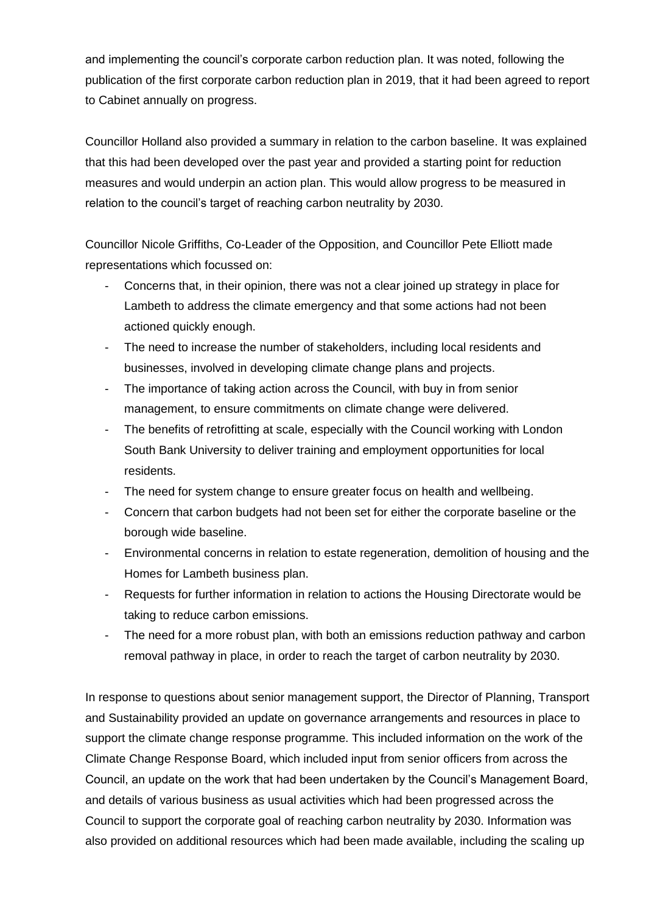and implementing the council's corporate carbon reduction plan. It was noted, following the publication of the first corporate carbon reduction plan in 2019, that it had been agreed to report to Cabinet annually on progress.

Councillor Holland also provided a summary in relation to the carbon baseline. It was explained that this had been developed over the past year and provided a starting point for reduction measures and would underpin an action plan. This would allow progress to be measured in relation to the council's target of reaching carbon neutrality by 2030.

Councillor Nicole Griffiths, Co-Leader of the Opposition, and Councillor Pete Elliott made representations which focussed on:

- Concerns that, in their opinion, there was not a clear joined up strategy in place for Lambeth to address the climate emergency and that some actions had not been actioned quickly enough.
- The need to increase the number of stakeholders, including local residents and businesses, involved in developing climate change plans and projects.
- The importance of taking action across the Council, with buy in from senior management, to ensure commitments on climate change were delivered.
- The benefits of retrofitting at scale, especially with the Council working with London South Bank University to deliver training and employment opportunities for local residents.
- The need for system change to ensure greater focus on health and wellbeing.
- Concern that carbon budgets had not been set for either the corporate baseline or the borough wide baseline.
- Environmental concerns in relation to estate regeneration, demolition of housing and the Homes for Lambeth business plan.
- Requests for further information in relation to actions the Housing Directorate would be taking to reduce carbon emissions.
- The need for a more robust plan, with both an emissions reduction pathway and carbon removal pathway in place, in order to reach the target of carbon neutrality by 2030.

In response to questions about senior management support, the Director of Planning, Transport and Sustainability provided an update on governance arrangements and resources in place to support the climate change response programme. This included information on the work of the Climate Change Response Board, which included input from senior officers from across the Council, an update on the work that had been undertaken by the Council's Management Board, and details of various business as usual activities which had been progressed across the Council to support the corporate goal of reaching carbon neutrality by 2030. Information was also provided on additional resources which had been made available, including the scaling up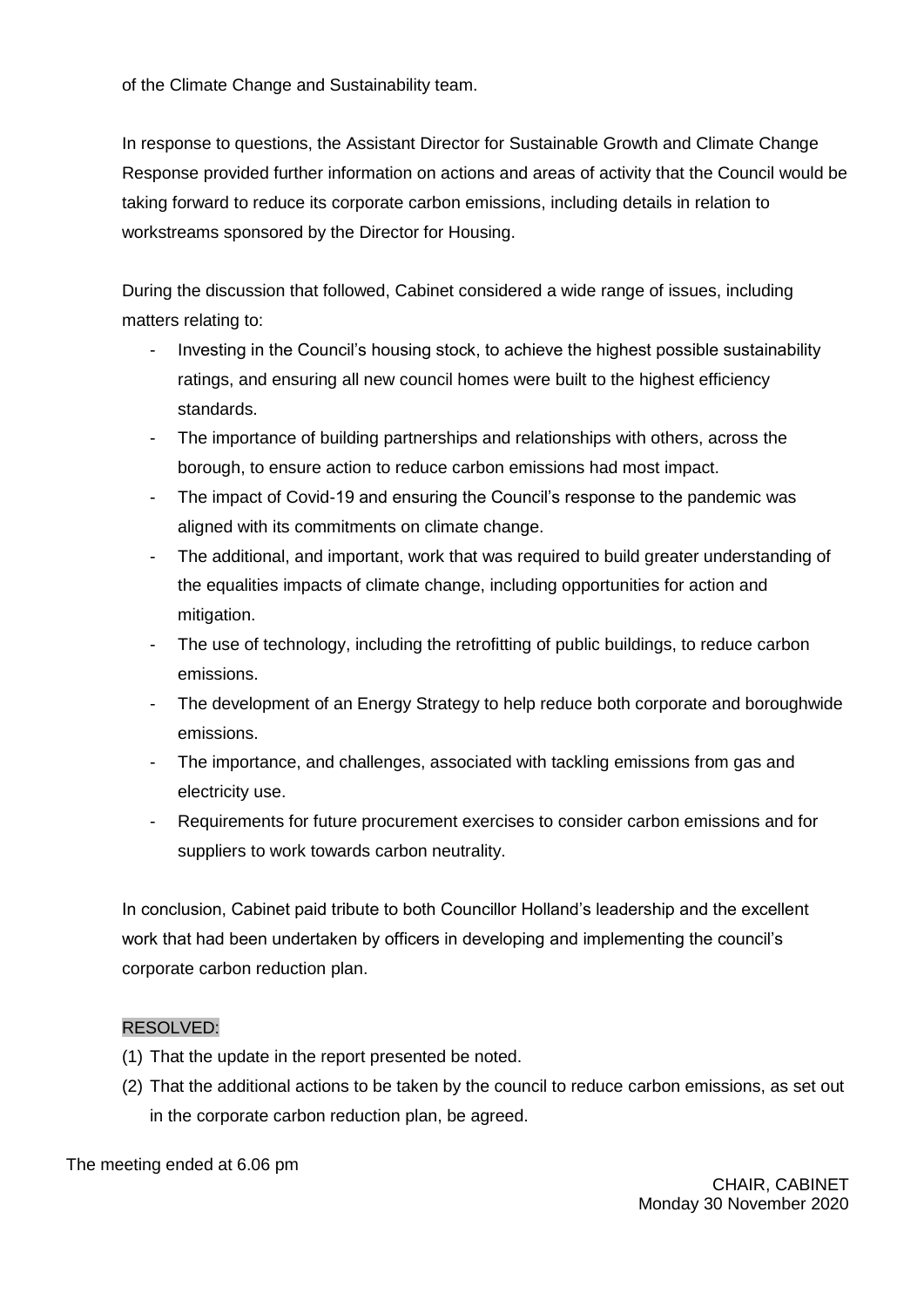of the Climate Change and Sustainability team.

In response to questions, the Assistant Director for Sustainable Growth and Climate Change Response provided further information on actions and areas of activity that the Council would be taking forward to reduce its corporate carbon emissions, including details in relation to workstreams sponsored by the Director for Housing.

During the discussion that followed, Cabinet considered a wide range of issues, including matters relating to:

- Investing in the Council's housing stock, to achieve the highest possible sustainability ratings, and ensuring all new council homes were built to the highest efficiency standards.
- The importance of building partnerships and relationships with others, across the borough, to ensure action to reduce carbon emissions had most impact.
- The impact of Covid-19 and ensuring the Council's response to the pandemic was aligned with its commitments on climate change.
- The additional, and important, work that was required to build greater understanding of the equalities impacts of climate change, including opportunities for action and mitigation.
- The use of technology, including the retrofitting of public buildings, to reduce carbon emissions.
- The development of an Energy Strategy to help reduce both corporate and boroughwide emissions.
- The importance, and challenges, associated with tackling emissions from gas and electricity use.
- Requirements for future procurement exercises to consider carbon emissions and for suppliers to work towards carbon neutrality.

In conclusion, Cabinet paid tribute to both Councillor Holland's leadership and the excellent work that had been undertaken by officers in developing and implementing the council's corporate carbon reduction plan.

RESOLVED:

(1) That the update in the report presented be noted.
(2) That the additional actions to be taken by the council to reduce carbon emissions, as set out in the corporate carbon reduction plan, be agreed.

The meeting ended at 6.06 pm

CHAIR, CABINET
Monday 30 November 2020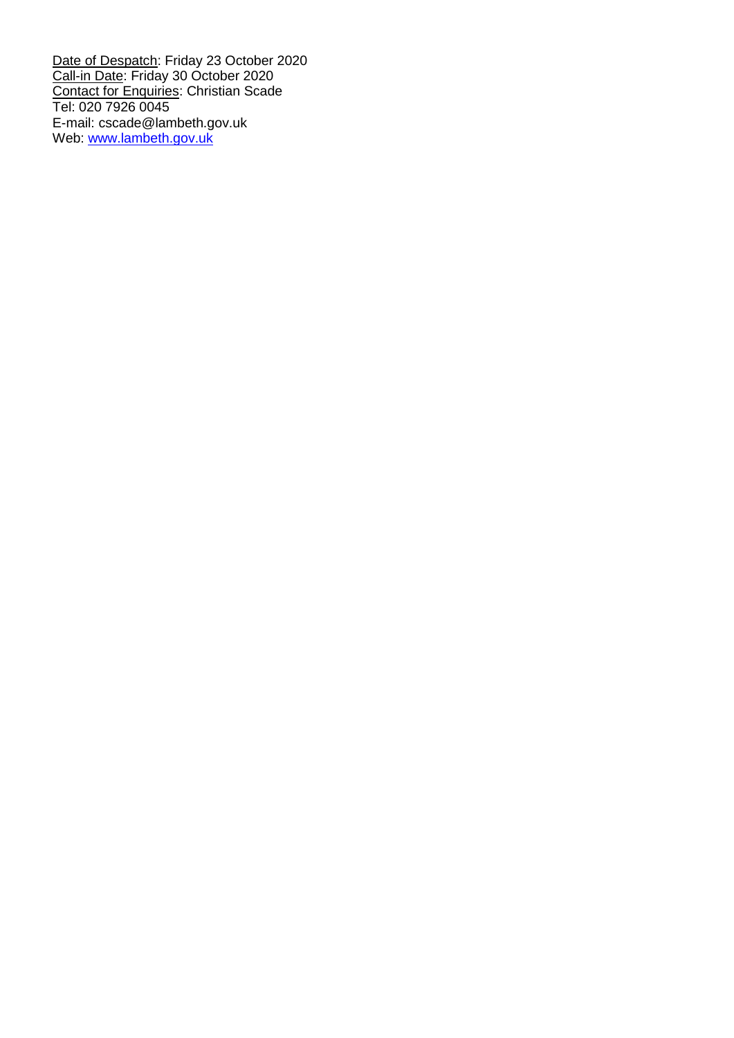Date of Despatch: Friday 23 October 2020
Call-in Date: Friday 30 October 2020
Contact for Enquiries: Christian Scade
Tel: 020 7926 0045
E-mail: cscade@lambeth.gov.uk
Web: [www.lambeth.gov.uk](http://www.lambeth.gov.uk)